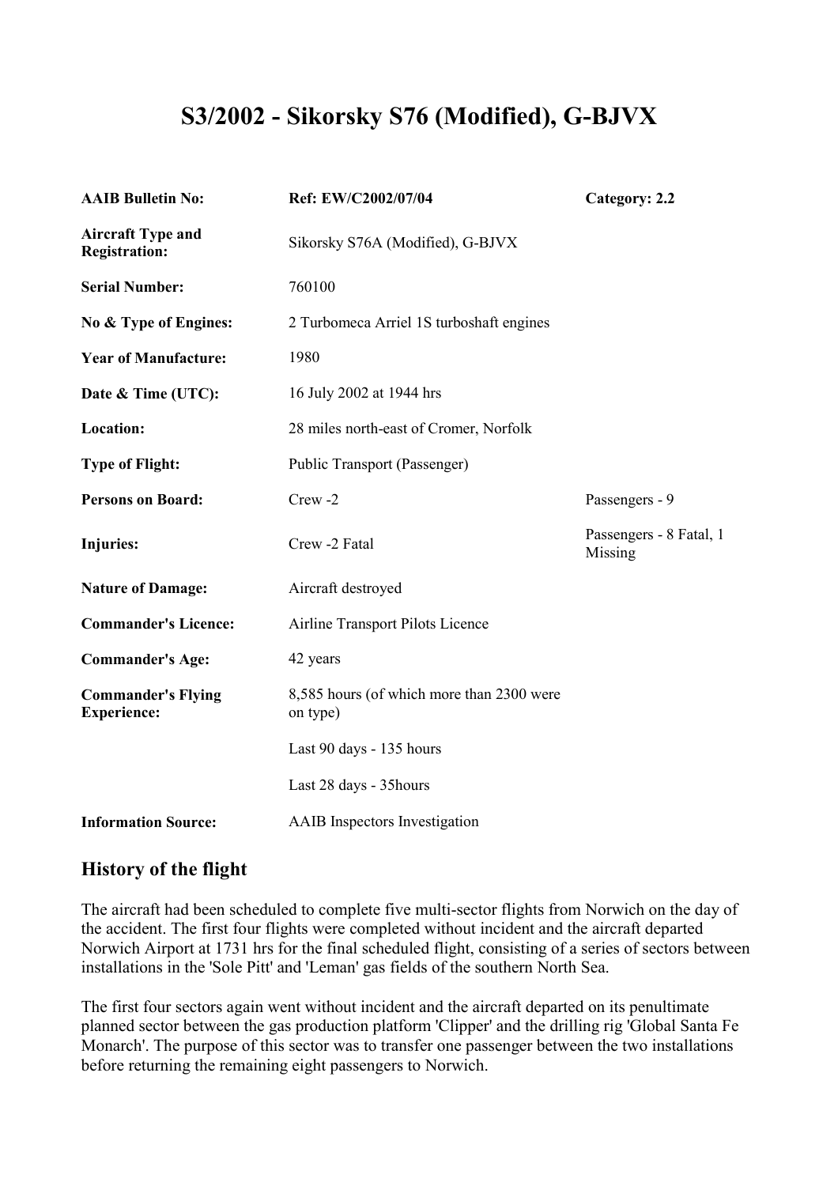# S3/2002 - Sikorsky S76 (Modified), G-BJVX

| | | |
|---|---|---|
| **AAIB Bulletin No:** | **Ref: EW/C2002/07/04** | **Category: 2.2** |
| **Aircraft Type and Registration:** | Sikorsky S76A (Modified), G-BJVX | |
| **Serial Number:** | 760100 | |
| **No & Type of Engines:** | 2 Turbomeca Arriel 1S turboshaft engines | |
| **Year of Manufacture:** | 1980 | |
| **Date & Time (UTC):** | 16 July 2002 at 1944 hrs | |
| **Location:** | 28 miles north-east of Cromer, Norfolk | |
| **Type of Flight:** | Public Transport (Passenger) | |
| **Persons on Board:** | Crew -2 | Passengers - 9 |
| **Injuries:** | Crew -2 Fatal | Passengers - 8 Fatal, 1 Missing |
| **Nature of Damage:** | Aircraft destroyed | |
| **Commander's Licence:** | Airline Transport Pilots Licence | |
| **Commander's Age:** | 42 years | |
| **Commander's Flying Experience:** | 8,585 hours (of which more than 2300 were on type) | |
| | Last 90 days - 135 hours | |
| | Last 28 days - 35hours | |
| **Information Source:** | AAIB Inspectors Investigation | |

## History of the flight

The aircraft had been scheduled to complete five multi-sector flights from Norwich on the day of the accident. The first four flights were completed without incident and the aircraft departed Norwich Airport at 1731 hrs for the final scheduled flight, consisting of a series of sectors between installations in the 'Sole Pitt' and 'Leman' gas fields of the southern North Sea.

The first four sectors again went without incident and the aircraft departed on its penultimate planned sector between the gas production platform 'Clipper' and the drilling rig 'Global Santa Fe Monarch'. The purpose of this sector was to transfer one passenger between the two installations before returning the remaining eight passengers to Norwich.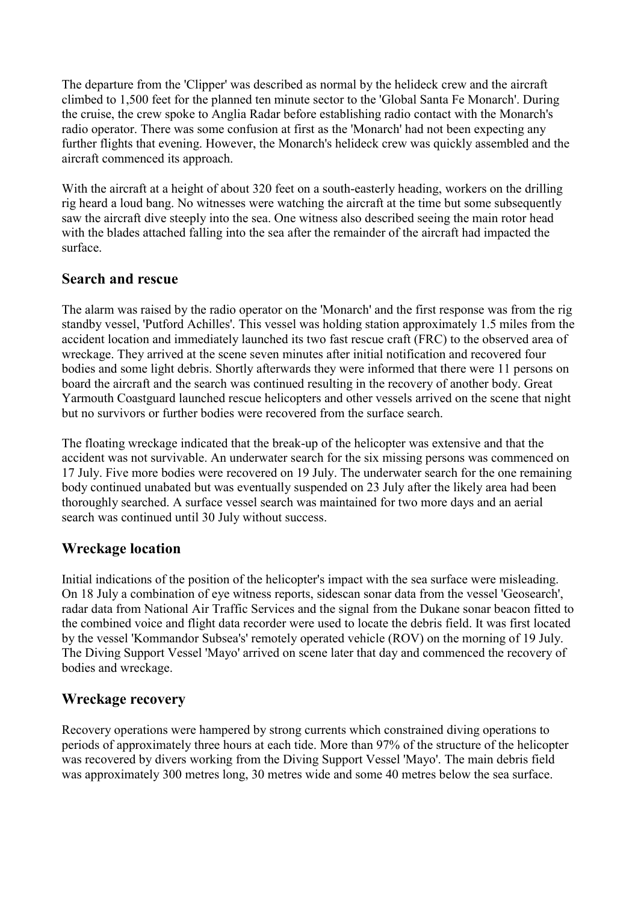The departure from the 'Clipper' was described as normal by the helideck crew and the aircraft climbed to 1,500 feet for the planned ten minute sector to the 'Global Santa Fe Monarch'. During the cruise, the crew spoke to Anglia Radar before establishing radio contact with the Monarch's radio operator. There was some confusion at first as the 'Monarch' had not been expecting any further flights that evening. However, the Monarch's helideck crew was quickly assembled and the aircraft commenced its approach.

With the aircraft at a height of about 320 feet on a south-easterly heading, workers on the drilling rig heard a loud bang. No witnesses were watching the aircraft at the time but some subsequently saw the aircraft dive steeply into the sea. One witness also described seeing the main rotor head with the blades attached falling into the sea after the remainder of the aircraft had impacted the surface.

## Search and rescue

The alarm was raised by the radio operator on the 'Monarch' and the first response was from the rig standby vessel, 'Putford Achilles'. This vessel was holding station approximately 1.5 miles from the accident location and immediately launched its two fast rescue craft (FRC) to the observed area of wreckage. They arrived at the scene seven minutes after initial notification and recovered four bodies and some light debris. Shortly afterwards they were informed that there were 11 persons on board the aircraft and the search was continued resulting in the recovery of another body. Great Yarmouth Coastguard launched rescue helicopters and other vessels arrived on the scene that night but no survivors or further bodies were recovered from the surface search.

The floating wreckage indicated that the break-up of the helicopter was extensive and that the accident was not survivable. An underwater search for the six missing persons was commenced on 17 July. Five more bodies were recovered on 19 July. The underwater search for the one remaining body continued unabated but was eventually suspended on 23 July after the likely area had been thoroughly searched. A surface vessel search was maintained for two more days and an aerial search was continued until 30 July without success.

## Wreckage location

Initial indications of the position of the helicopter's impact with the sea surface were misleading. On 18 July a combination of eye witness reports, sidescan sonar data from the vessel 'Geosearch', radar data from National Air Traffic Services and the signal from the Dukane sonar beacon fitted to the combined voice and flight data recorder were used to locate the debris field. It was first located by the vessel 'Kommandor Subsea's' remotely operated vehicle (ROV) on the morning of 19 July. The Diving Support Vessel 'Mayo' arrived on scene later that day and commenced the recovery of bodies and wreckage.

## Wreckage recovery

Recovery operations were hampered by strong currents which constrained diving operations to periods of approximately three hours at each tide. More than 97% of the structure of the helicopter was recovered by divers working from the Diving Support Vessel 'Mayo'. The main debris field was approximately 300 metres long, 30 metres wide and some 40 metres below the sea surface.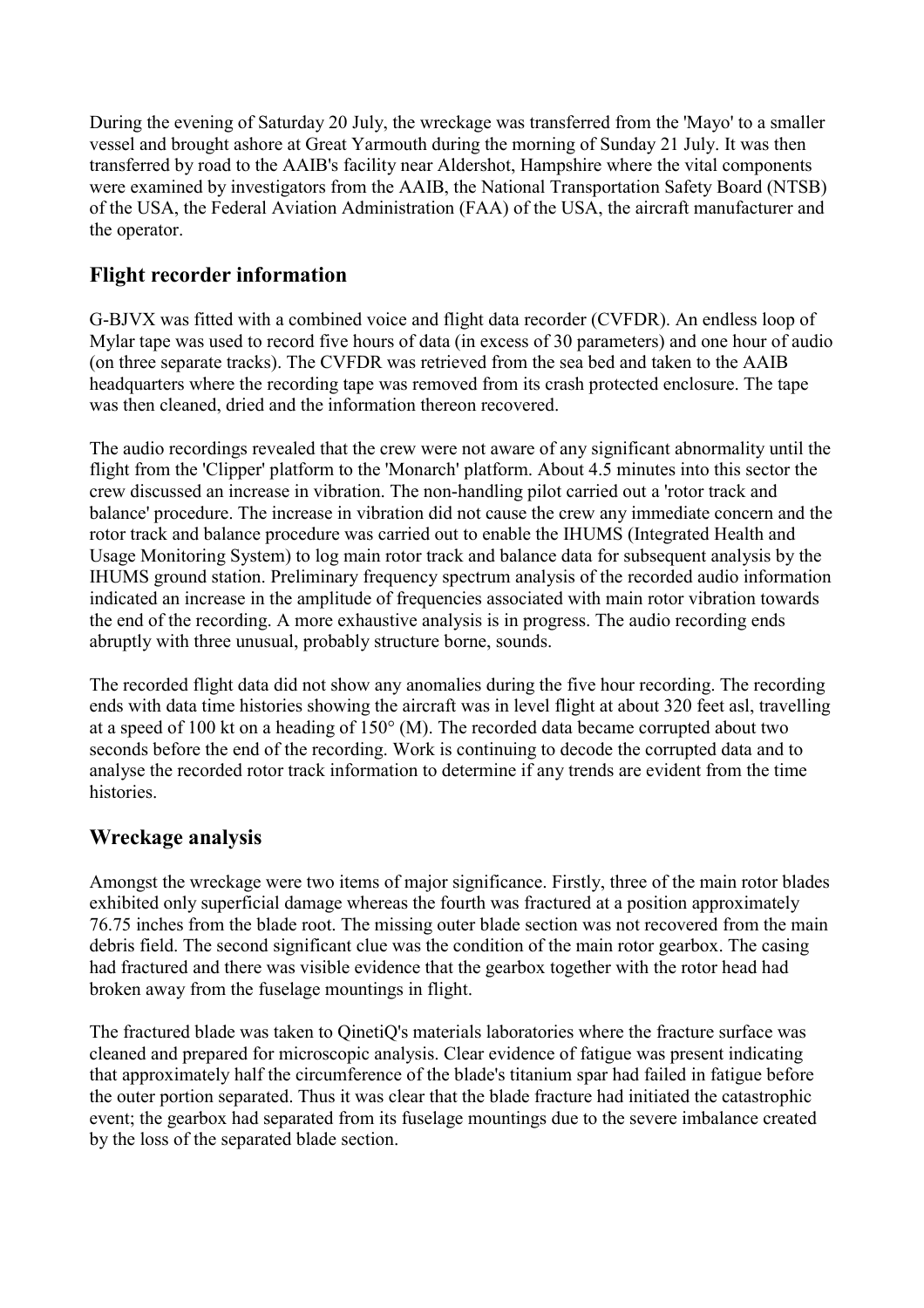During the evening of Saturday 20 July, the wreckage was transferred from the 'Mayo' to a smaller vessel and brought ashore at Great Yarmouth during the morning of Sunday 21 July. It was then transferred by road to the AAIB's facility near Aldershot, Hampshire where the vital components were examined by investigators from the AAIB, the National Transportation Safety Board (NTSB) of the USA, the Federal Aviation Administration (FAA) of the USA, the aircraft manufacturer and the operator.

## Flight recorder information

G-BJVX was fitted with a combined voice and flight data recorder (CVFDR). An endless loop of Mylar tape was used to record five hours of data (in excess of 30 parameters) and one hour of audio (on three separate tracks). The CVFDR was retrieved from the sea bed and taken to the AAIB headquarters where the recording tape was removed from its crash protected enclosure. The tape was then cleaned, dried and the information thereon recovered.

The audio recordings revealed that the crew were not aware of any significant abnormality until the flight from the 'Clipper' platform to the 'Monarch' platform. About 4.5 minutes into this sector the crew discussed an increase in vibration. The non-handling pilot carried out a 'rotor track and balance' procedure. The increase in vibration did not cause the crew any immediate concern and the rotor track and balance procedure was carried out to enable the IHUMS (Integrated Health and Usage Monitoring System) to log main rotor track and balance data for subsequent analysis by the IHUMS ground station. Preliminary frequency spectrum analysis of the recorded audio information indicated an increase in the amplitude of frequencies associated with main rotor vibration towards the end of the recording. A more exhaustive analysis is in progress. The audio recording ends abruptly with three unusual, probably structure borne, sounds.

The recorded flight data did not show any anomalies during the five hour recording. The recording ends with data time histories showing the aircraft was in level flight at about 320 feet asl, travelling at a speed of 100 kt on a heading of 150° (M). The recorded data became corrupted about two seconds before the end of the recording. Work is continuing to decode the corrupted data and to analyse the recorded rotor track information to determine if any trends are evident from the time histories.

## Wreckage analysis

Amongst the wreckage were two items of major significance. Firstly, three of the main rotor blades exhibited only superficial damage whereas the fourth was fractured at a position approximately 76.75 inches from the blade root. The missing outer blade section was not recovered from the main debris field. The second significant clue was the condition of the main rotor gearbox. The casing had fractured and there was visible evidence that the gearbox together with the rotor head had broken away from the fuselage mountings in flight.

The fractured blade was taken to QinetiQ's materials laboratories where the fracture surface was cleaned and prepared for microscopic analysis. Clear evidence of fatigue was present indicating that approximately half the circumference of the blade's titanium spar had failed in fatigue before the outer portion separated. Thus it was clear that the blade fracture had initiated the catastrophic event; the gearbox had separated from its fuselage mountings due to the severe imbalance created by the loss of the separated blade section.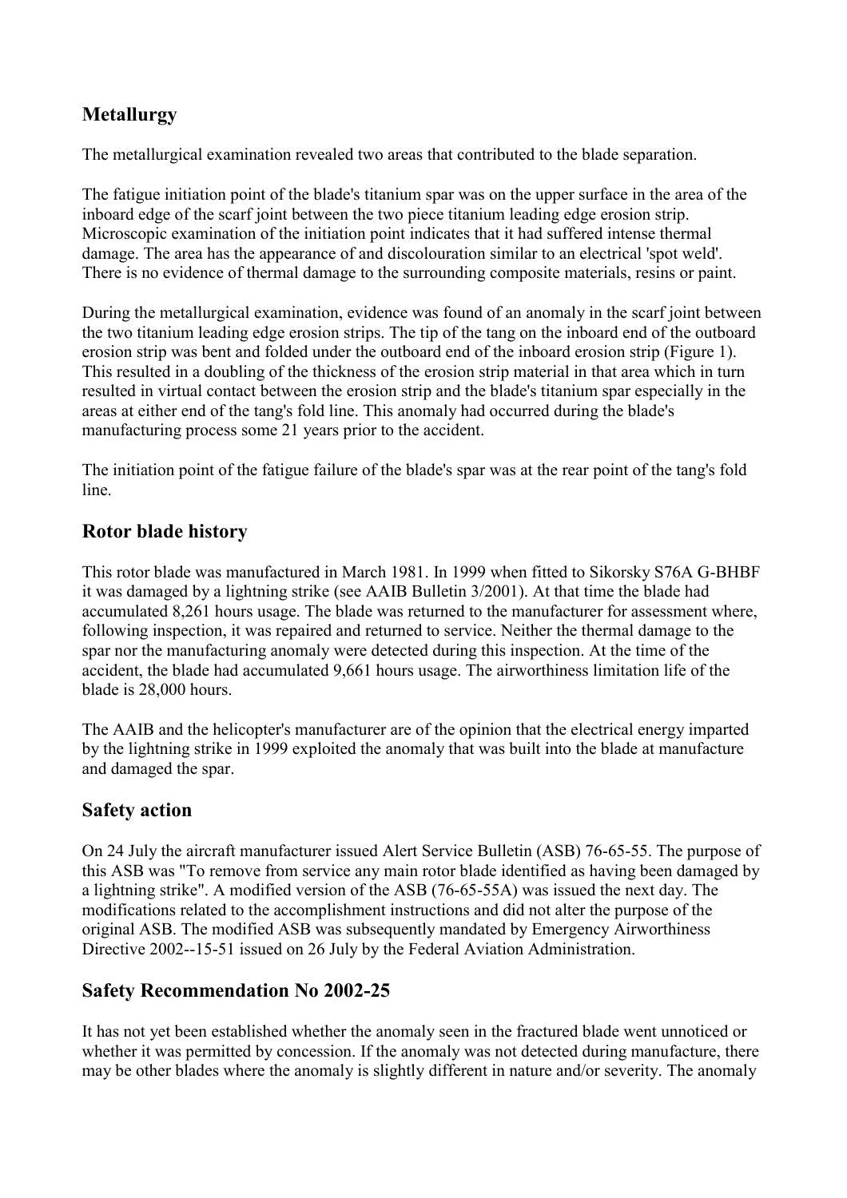## Metallurgy

The metallurgical examination revealed two areas that contributed to the blade separation.

The fatigue initiation point of the blade's titanium spar was on the upper surface in the area of the inboard edge of the scarf joint between the two piece titanium leading edge erosion strip. Microscopic examination of the initiation point indicates that it had suffered intense thermal damage. The area has the appearance of and discolouration similar to an electrical 'spot weld'. There is no evidence of thermal damage to the surrounding composite materials, resins or paint.

During the metallurgical examination, evidence was found of an anomaly in the scarf joint between the two titanium leading edge erosion strips. The tip of the tang on the inboard end of the outboard erosion strip was bent and folded under the outboard end of the inboard erosion strip (Figure 1). This resulted in a doubling of the thickness of the erosion strip material in that area which in turn resulted in virtual contact between the erosion strip and the blade's titanium spar especially in the areas at either end of the tang's fold line. This anomaly had occurred during the blade's manufacturing process some 21 years prior to the accident.

The initiation point of the fatigue failure of the blade's spar was at the rear point of the tang's fold line.

## Rotor blade history

This rotor blade was manufactured in March 1981. In 1999 when fitted to Sikorsky S76A G-BHBF it was damaged by a lightning strike (see AAIB Bulletin 3/2001). At that time the blade had accumulated 8,261 hours usage. The blade was returned to the manufacturer for assessment where, following inspection, it was repaired and returned to service. Neither the thermal damage to the spar nor the manufacturing anomaly were detected during this inspection. At the time of the accident, the blade had accumulated 9,661 hours usage. The airworthiness limitation life of the blade is 28,000 hours.

The AAIB and the helicopter's manufacturer are of the opinion that the electrical energy imparted by the lightning strike in 1999 exploited the anomaly that was built into the blade at manufacture and damaged the spar.

## Safety action

On 24 July the aircraft manufacturer issued Alert Service Bulletin (ASB) 76-65-55. The purpose of this ASB was "To remove from service any main rotor blade identified as having been damaged by a lightning strike". A modified version of the ASB (76-65-55A) was issued the next day. The modifications related to the accomplishment instructions and did not alter the purpose of the original ASB. The modified ASB was subsequently mandated by Emergency Airworthiness Directive 2002--15-51 issued on 26 July by the Federal Aviation Administration.

## Safety Recommendation No 2002-25

It has not yet been established whether the anomaly seen in the fractured blade went unnoticed or whether it was permitted by concession. If the anomaly was not detected during manufacture, there may be other blades where the anomaly is slightly different in nature and/or severity. The anomaly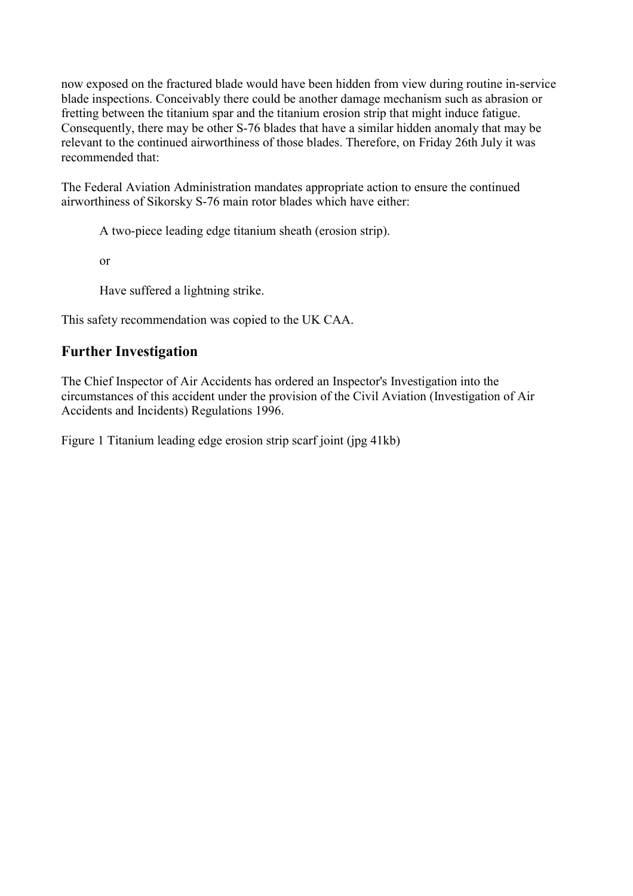now exposed on the fractured blade would have been hidden from view during routine in-service blade inspections. Conceivably there could be another damage mechanism such as abrasion or fretting between the titanium spar and the titanium erosion strip that might induce fatigue. Consequently, there may be other S-76 blades that have a similar hidden anomaly that may be relevant to the continued airworthiness of those blades. Therefore, on Friday 26th July it was recommended that:

The Federal Aviation Administration mandates appropriate action to ensure the continued airworthiness of Sikorsky S-76 main rotor blades which have either:

> A two-piece leading edge titanium sheath (erosion strip).
>
> or
>
> Have suffered a lightning strike.

This safety recommendation was copied to the UK CAA.

## Further Investigation

The Chief Inspector of Air Accidents has ordered an Inspector's Investigation into the circumstances of this accident under the provision of the Civil Aviation (Investigation of Air Accidents and Incidents) Regulations 1996.

Figure 1 Titanium leading edge erosion strip scarf joint (jpg 41kb)